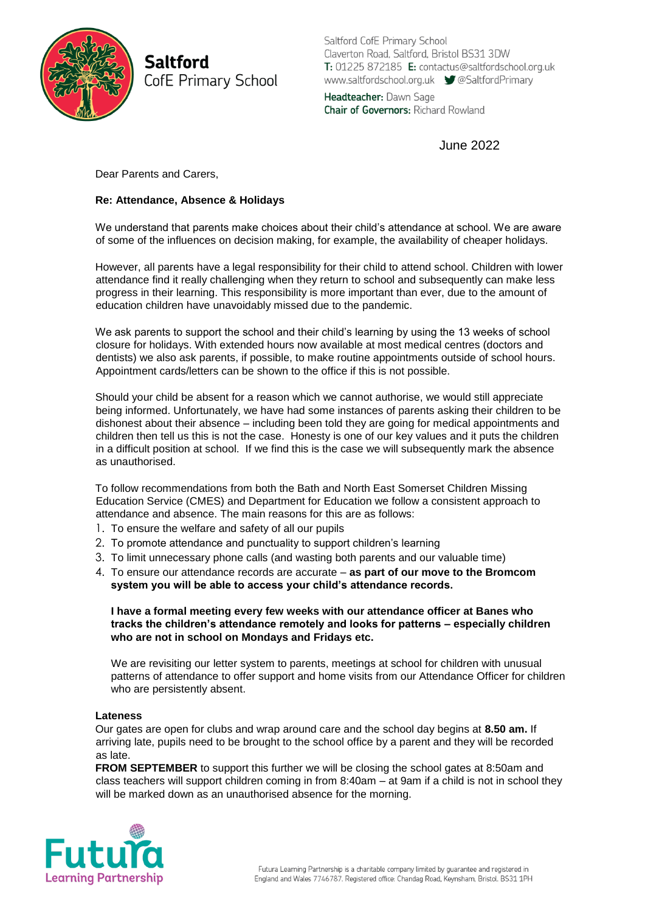**Saltford**
CofE Primary School

Saltford CofE Primary School
Claverton Road, Saltford, Bristol BS31 3DW
**T:** 01225 872185 **E:** contactus@saltfordschool.org.uk
www.saltfordschool.org.uk @SaltfordPrimary

**Headteacher:** Dawn Sage
**Chair of Governors:** Richard Rowland

June 2022

Dear Parents and Carers,

**Re: Attendance, Absence & Holidays**

We understand that parents make choices about their child's attendance at school. We are aware of some of the influences on decision making, for example, the availability of cheaper holidays.

However, all parents have a legal responsibility for their child to attend school. Children with lower attendance find it really challenging when they return to school and subsequently can make less progress in their learning. This responsibility is more important than ever, due to the amount of education children have unavoidably missed due to the pandemic.

We ask parents to support the school and their child's learning by using the 13 weeks of school closure for holidays. With extended hours now available at most medical centres (doctors and dentists) we also ask parents, if possible, to make routine appointments outside of school hours. Appointment cards/letters can be shown to the office if this is not possible.

Should your child be absent for a reason which we cannot authorise, we would still appreciate being informed. Unfortunately, we have had some instances of parents asking their children to be dishonest about their absence – including been told they are going for medical appointments and children then tell us this is not the case. Honesty is one of our key values and it puts the children in a difficult position at school. If we find this is the case we will subsequently mark the absence as unauthorised.

To follow recommendations from both the Bath and North East Somerset Children Missing Education Service (CMES) and Department for Education we follow a consistent approach to attendance and absence. The main reasons for this are as follows:

1. To ensure the welfare and safety of all our pupils
2. To promote attendance and punctuality to support children's learning
3. To limit unnecessary phone calls (and wasting both parents and our valuable time)
4. To ensure our attendance records are accurate – **as part of our move to the Bromcom system you will be able to access your child's attendance records.**

**I have a formal meeting every few weeks with our attendance officer at Banes who tracks the children's attendance remotely and looks for patterns – especially children who are not in school on Mondays and Fridays etc.**

We are revisiting our letter system to parents, meetings at school for children with unusual patterns of attendance to offer support and home visits from our Attendance Officer for children who are persistently absent.

**Lateness**

Our gates are open for clubs and wrap around care and the school day begins at **8.50 am.** If arriving late, pupils need to be brought to the school office by a parent and they will be recorded as late.

**FROM SEPTEMBER** to support this further we will be closing the school gates at 8:50am and class teachers will support children coming in from 8:40am – at 9am if a child is not in school they will be marked down as an unauthorised absence for the morning.

Futura Learning Partnership

Futura Learning Partnership is a charitable company limited by guarantee and registered in England and Wales 7746787. Registered office: Chandag Road, Keynsham, Bristol, BS31 1PH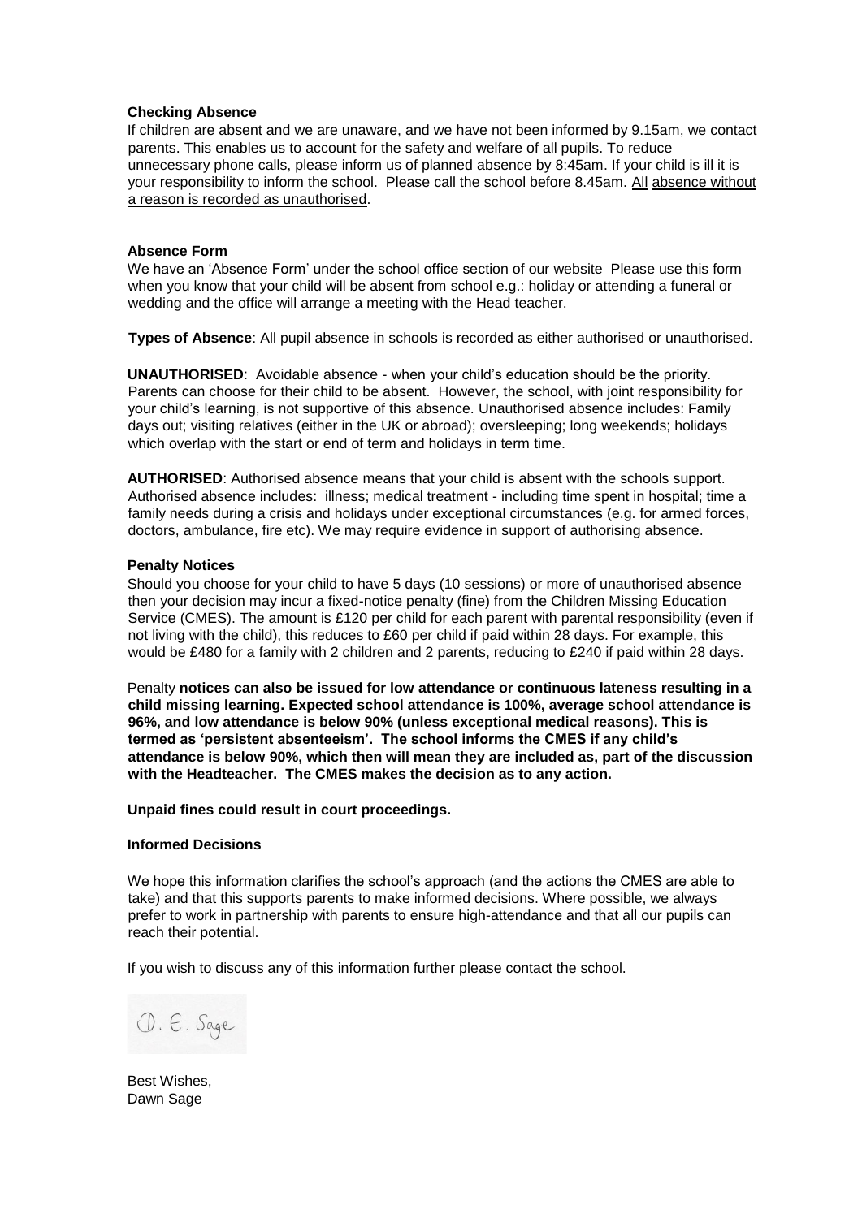**Checking Absence**

If children are absent and we are unaware, and we have not been informed by 9.15am, we contact parents. This enables us to account for the safety and welfare of all pupils. To reduce unnecessary phone calls, please inform us of planned absence by 8:45am. If your child is ill it is your responsibility to inform the school. Please call the school before 8.45am. <u>All</u> <u>absence without a reason is recorded as unauthorised</u>.

**Absence Form**

We have an 'Absence Form' under the school office section of our website Please use this form when you know that your child will be absent from school e.g.: holiday or attending a funeral or wedding and the office will arrange a meeting with the Head teacher.

**Types of Absence**: All pupil absence in schools is recorded as either authorised or unauthorised.

**UNAUTHORISED**: Avoidable absence - when your child's education should be the priority. Parents can choose for their child to be absent. However, the school, with joint responsibility for your child's learning, is not supportive of this absence. Unauthorised absence includes: Family days out; visiting relatives (either in the UK or abroad); oversleeping; long weekends; holidays which overlap with the start or end of term and holidays in term time.

**AUTHORISED**: Authorised absence means that your child is absent with the schools support. Authorised absence includes: illness; medical treatment - including time spent in hospital; time a family needs during a crisis and holidays under exceptional circumstances (e.g. for armed forces, doctors, ambulance, fire etc). We may require evidence in support of authorising absence.

**Penalty Notices**

Should you choose for your child to have 5 days (10 sessions) or more of unauthorised absence then your decision may incur a fixed-notice penalty (fine) from the Children Missing Education Service (CMES). The amount is £120 per child for each parent with parental responsibility (even if not living with the child), this reduces to £60 per child if paid within 28 days. For example, this would be £480 for a family with 2 children and 2 parents, reducing to £240 if paid within 28 days.

Penalty **notices can also be issued for low attendance or continuous lateness resulting in a child missing learning. Expected school attendance is 100%, average school attendance is 96%, and low attendance is below 90% (unless exceptional medical reasons). This is termed as 'persistent absenteeism'. The school informs the CMES if any child's attendance is below 90%, which then will mean they are included as, part of the discussion with the Headteacher. The CMES makes the decision as to any action.**

**Unpaid fines could result in court proceedings.**

**Informed Decisions**

We hope this information clarifies the school's approach (and the actions the CMES are able to take) and that this supports parents to make informed decisions. Where possible, we always prefer to work in partnership with parents to ensure high-attendance and that all our pupils can reach their potential.

If you wish to discuss any of this information further please contact the school.

D. E. Sage

Best Wishes,
Dawn Sage